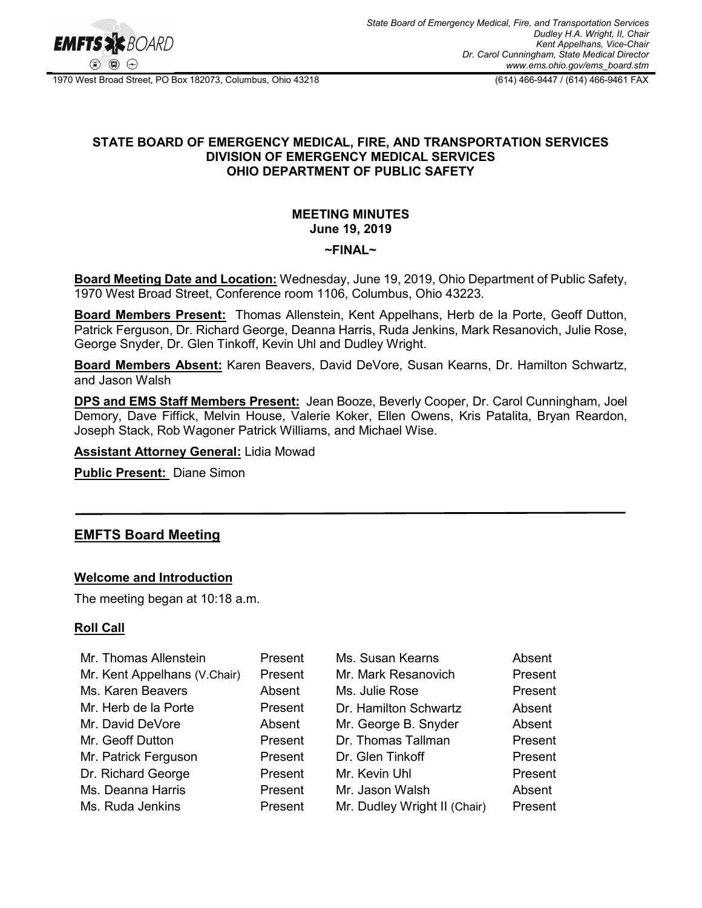State Board of Emergency Medical, Fire, and Transportation Services
Dudley H.A. Wright, II, Chair
Kent Appelhans, Vice-Chair
Dr. Carol Cunningham, State Medical Director
www.ems.ohio.gov/ems_board.stm

1970 West Broad Street, PO Box 182073, Columbus, Ohio 43218 (614) 466-9447 / (614) 466-9461 FAX

**STATE BOARD OF EMERGENCY MEDICAL, FIRE, AND TRANSPORTATION SERVICES**
**DIVISION OF EMERGENCY MEDICAL SERVICES**
**OHIO DEPARTMENT OF PUBLIC SAFETY**

**MEETING MINUTES**
**June 19, 2019**

**~FINAL~**

**Board Meeting Date and Location:** Wednesday, June 19, 2019, Ohio Department of Public Safety, 1970 West Broad Street, Conference room 1106, Columbus, Ohio 43223.

**Board Members Present:** Thomas Allenstein, Kent Appelhans, Herb de la Porte, Geoff Dutton, Patrick Ferguson, Dr. Richard George, Deanna Harris, Ruda Jenkins, Mark Resanovich, Julie Rose, George Snyder, Dr. Glen Tinkoff, Kevin Uhl and Dudley Wright.

**Board Members Absent:** Karen Beavers, David DeVore, Susan Kearns, Dr. Hamilton Schwartz, and Jason Walsh

**DPS and EMS Staff Members Present:** Jean Booze, Beverly Cooper, Dr. Carol Cunningham, Joel Demory, Dave Fiffick, Melvin House, Valerie Koker, Ellen Owens, Kris Patalita, Bryan Reardon, Joseph Stack, Rob Wagoner Patrick Williams, and Michael Wise.

**Assistant Attorney General:** Lidia Mowad

**Public Present:** Diane Simon

## EMFTS Board Meeting

### Welcome and Introduction

The meeting began at 10:18 a.m.

### Roll Call

| | | | |
|---|---|---|---|
| Mr. Thomas Allenstein | Present | Ms. Susan Kearns | Absent |
| Mr. Kent Appelhans (V.Chair) | Present | Mr. Mark Resanovich | Present |
| Ms. Karen Beavers | Absent | Ms. Julie Rose | Present |
| Mr. Herb de la Porte | Present | Dr. Hamilton Schwartz | Absent |
| Mr. David DeVore | Absent | Mr. George B. Snyder | Absent |
| Mr. Geoff Dutton | Present | Dr. Thomas Tallman | Present |
| Mr. Patrick Ferguson | Present | Dr. Glen Tinkoff | Present |
| Dr. Richard George | Present | Mr. Kevin Uhl | Present |
| Ms. Deanna Harris | Present | Mr. Jason Walsh | Absent |
| Ms. Ruda Jenkins | Present | Mr. Dudley Wright II (Chair) | Present |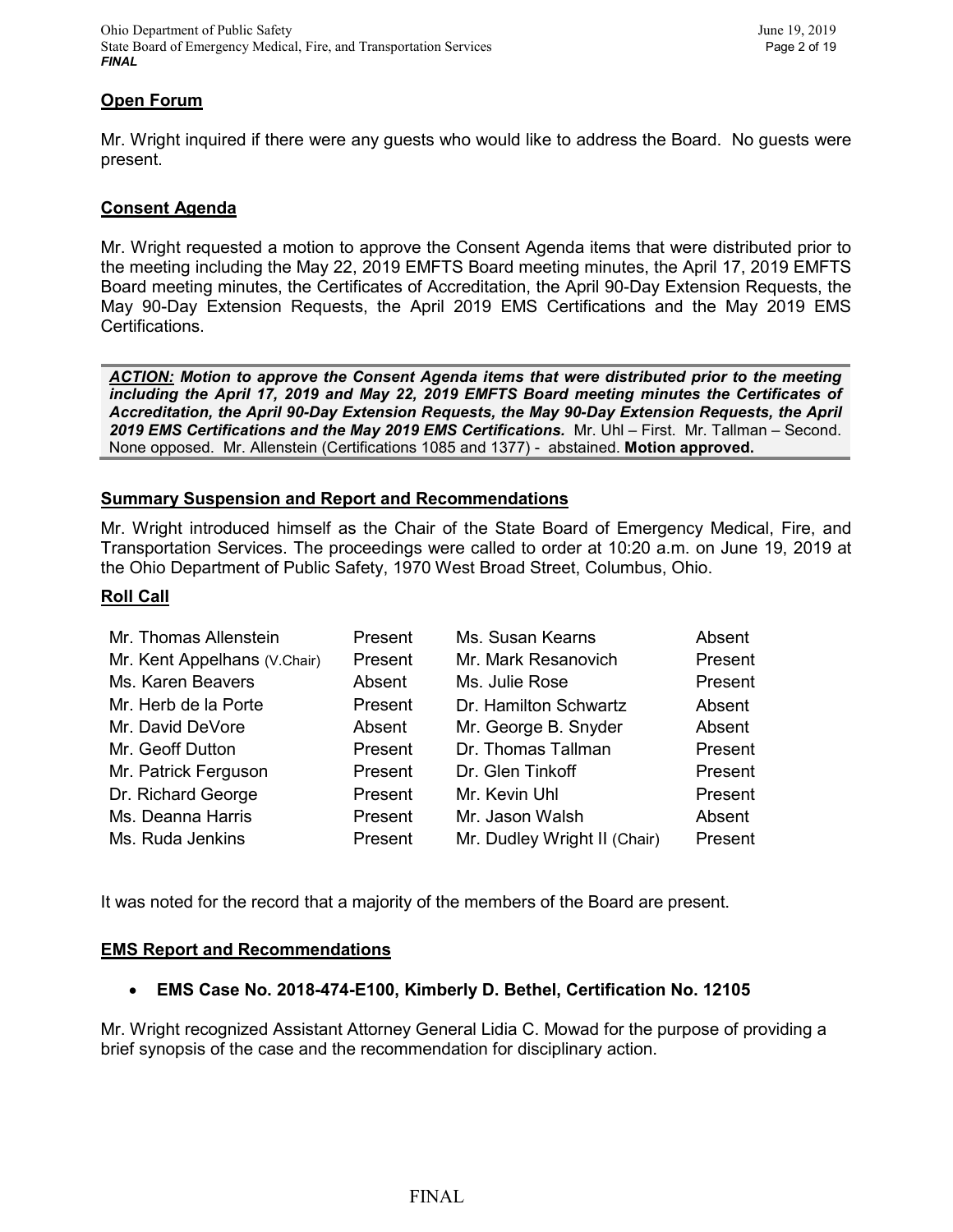## Open Forum

Mr. Wright inquired if there were any guests who would like to address the Board. No guests were present.

## Consent Agenda

Mr. Wright requested a motion to approve the Consent Agenda items that were distributed prior to the meeting including the May 22, 2019 EMFTS Board meeting minutes, the April 17, 2019 EMFTS Board meeting minutes, the Certificates of Accreditation, the April 90-Day Extension Requests, the May 90-Day Extension Requests, the April 2019 EMS Certifications and the May 2019 EMS Certifications.

***ACTION:*** ***Motion to approve the Consent Agenda items that were distributed prior to the meeting including the April 17, 2019 and May 22, 2019 EMFTS Board meeting minutes the Certificates of Accreditation, the April 90-Day Extension Requests, the May 90-Day Extension Requests, the April 2019 EMS Certifications and the May 2019 EMS Certifications.*** Mr. Uhl – First. Mr. Tallman – Second. None opposed. Mr. Allenstein (Certifications 1085 and 1377) - abstained. **Motion approved.**

## Summary Suspension and Report and Recommendations

Mr. Wright introduced himself as the Chair of the State Board of Emergency Medical, Fire, and Transportation Services. The proceedings were called to order at 10:20 a.m. on June 19, 2019 at the Ohio Department of Public Safety, 1970 West Broad Street, Columbus, Ohio.

## Roll Call

| | | | |
|---|---|---|---|
| Mr. Thomas Allenstein | Present | Ms. Susan Kearns | Absent |
| Mr. Kent Appelhans (V.Chair) | Present | Mr. Mark Resanovich | Present |
| Ms. Karen Beavers | Absent | Ms. Julie Rose | Present |
| Mr. Herb de la Porte | Present | Dr. Hamilton Schwartz | Absent |
| Mr. David DeVore | Absent | Mr. George B. Snyder | Absent |
| Mr. Geoff Dutton | Present | Dr. Thomas Tallman | Present |
| Mr. Patrick Ferguson | Present | Dr. Glen Tinkoff | Present |
| Dr. Richard George | Present | Mr. Kevin Uhl | Present |
| Ms. Deanna Harris | Present | Mr. Jason Walsh | Absent |
| Ms. Ruda Jenkins | Present | Mr. Dudley Wright II (Chair) | Present |

It was noted for the record that a majority of the members of the Board are present.

## EMS Report and Recommendations

- **EMS Case No. 2018-474-E100, Kimberly D. Bethel, Certification No. 12105**

Mr. Wright recognized Assistant Attorney General Lidia C. Mowad for the purpose of providing a brief synopsis of the case and the recommendation for disciplinary action.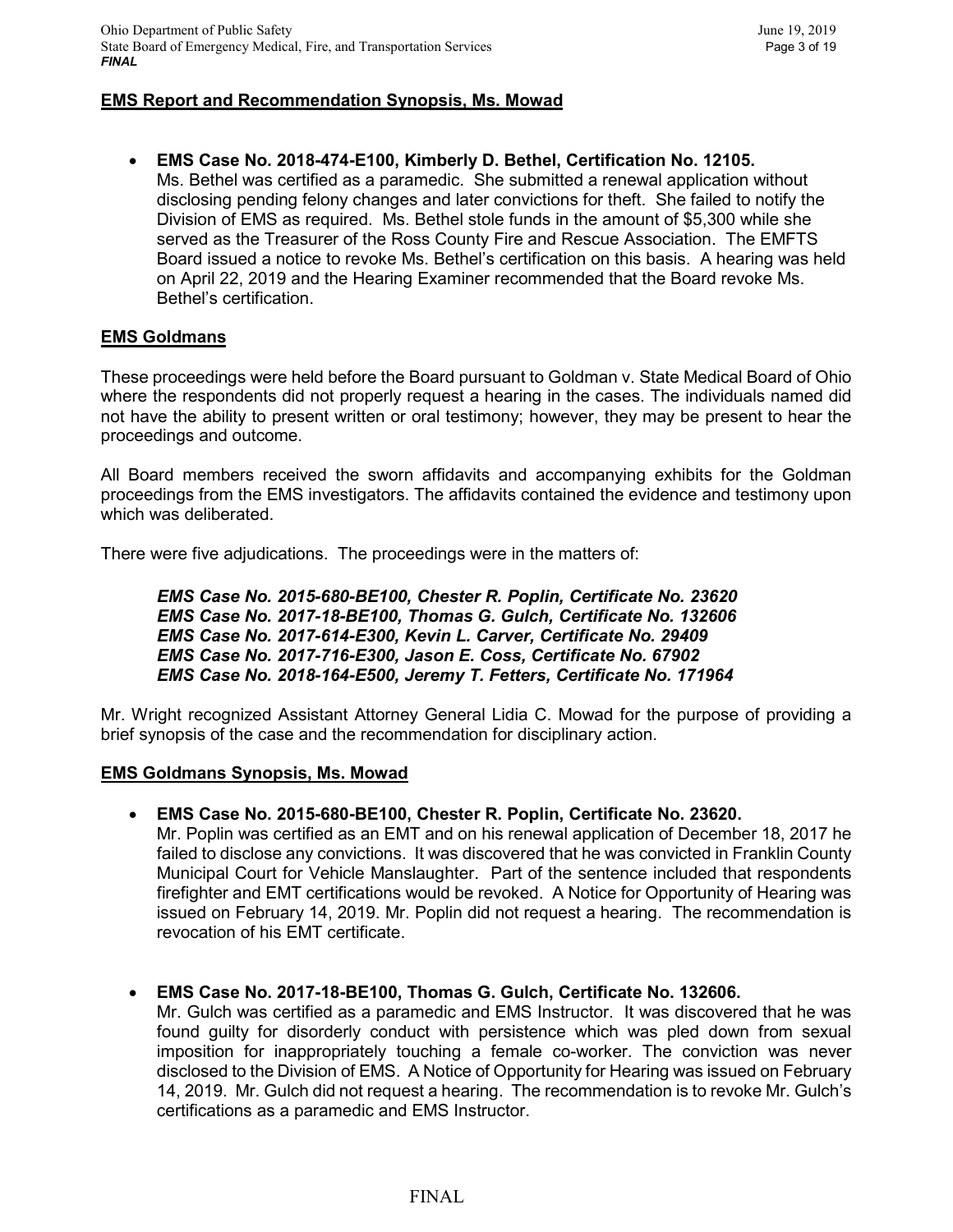**EMS Report and Recommendation Synopsis, Ms. Mowad**

- **EMS Case No. 2018-474-E100, Kimberly D. Bethel, Certification No. 12105.** Ms. Bethel was certified as a paramedic. She submitted a renewal application without disclosing pending felony changes and later convictions for theft. She failed to notify the Division of EMS as required. Ms. Bethel stole funds in the amount of $5,300 while she served as the Treasurer of the Ross County Fire and Rescue Association. The EMFTS Board issued a notice to revoke Ms. Bethel's certification on this basis. A hearing was held on April 22, 2019 and the Hearing Examiner recommended that the Board revoke Ms. Bethel's certification.

**EMS Goldmans**

These proceedings were held before the Board pursuant to Goldman v. State Medical Board of Ohio where the respondents did not properly request a hearing in the cases. The individuals named did not have the ability to present written or oral testimony; however, they may be present to hear the proceedings and outcome.

All Board members received the sworn affidavits and accompanying exhibits for the Goldman proceedings from the EMS investigators. The affidavits contained the evidence and testimony upon which was deliberated.

There were five adjudications. The proceedings were in the matters of:

***EMS Case No. 2015-680-BE100, Chester R. Poplin, Certificate No. 23620***
***EMS Case No. 2017-18-BE100, Thomas G. Gulch, Certificate No. 132606***
***EMS Case No. 2017-614-E300, Kevin L. Carver, Certificate No. 29409***
***EMS Case No. 2017-716-E300, Jason E. Coss, Certificate No. 67902***
***EMS Case No. 2018-164-E500, Jeremy T. Fetters, Certificate No. 171964***

Mr. Wright recognized Assistant Attorney General Lidia C. Mowad for the purpose of providing a brief synopsis of the case and the recommendation for disciplinary action.

**EMS Goldmans Synopsis, Ms. Mowad**

- **EMS Case No. 2015-680-BE100, Chester R. Poplin, Certificate No. 23620.** Mr. Poplin was certified as an EMT and on his renewal application of December 18, 2017 he failed to disclose any convictions. It was discovered that he was convicted in Franklin County Municipal Court for Vehicle Manslaughter. Part of the sentence included that respondents firefighter and EMT certifications would be revoked. A Notice for Opportunity of Hearing was issued on February 14, 2019. Mr. Poplin did not request a hearing. The recommendation is revocation of his EMT certificate.

- **EMS Case No. 2017-18-BE100, Thomas G. Gulch, Certificate No. 132606.** Mr. Gulch was certified as a paramedic and EMS Instructor. It was discovered that he was found guilty for disorderly conduct with persistence which was pled down from sexual imposition for inappropriately touching a female co-worker. The conviction was never disclosed to the Division of EMS. A Notice of Opportunity for Hearing was issued on February 14, 2019. Mr. Gulch did not request a hearing. The recommendation is to revoke Mr. Gulch's certifications as a paramedic and EMS Instructor.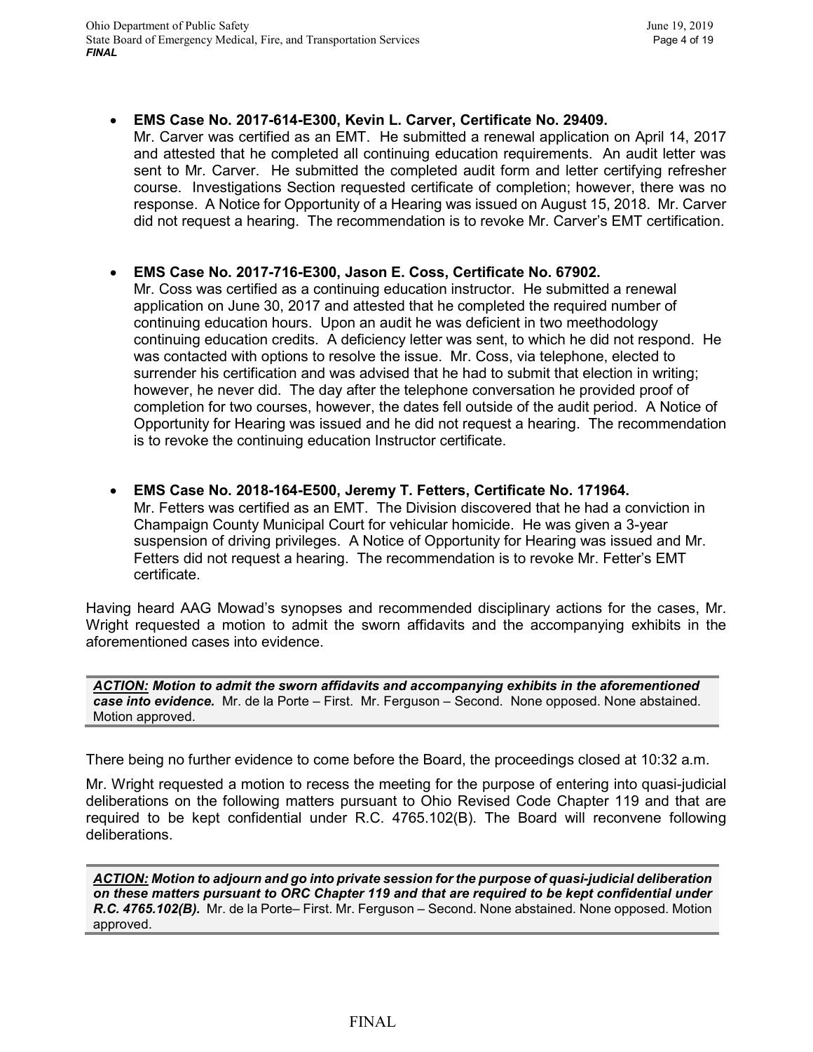- **EMS Case No. 2017-614-E300, Kevin L. Carver, Certificate No. 29409.**
  Mr. Carver was certified as an EMT. He submitted a renewal application on April 14, 2017 and attested that he completed all continuing education requirements. An audit letter was sent to Mr. Carver. He submitted the completed audit form and letter certifying refresher course. Investigations Section requested certificate of completion; however, there was no response. A Notice for Opportunity of a Hearing was issued on August 15, 2018. Mr. Carver did not request a hearing. The recommendation is to revoke Mr. Carver's EMT certification.

- **EMS Case No. 2017-716-E300, Jason E. Coss, Certificate No. 67902.**
  Mr. Coss was certified as a continuing education instructor. He submitted a renewal application on June 30, 2017 and attested that he completed the required number of continuing education hours. Upon an audit he was deficient in two meethodology continuing education credits. A deficiency letter was sent, to which he did not respond. He was contacted with options to resolve the issue. Mr. Coss, via telephone, elected to surrender his certification and was advised that he had to submit that election in writing; however, he never did. The day after the telephone conversation he provided proof of completion for two courses, however, the dates fell outside of the audit period. A Notice of Opportunity for Hearing was issued and he did not request a hearing. The recommendation is to revoke the continuing education Instructor certificate.

- **EMS Case No. 2018-164-E500, Jeremy T. Fetters, Certificate No. 171964.**
  Mr. Fetters was certified as an EMT. The Division discovered that he had a conviction in Champaign County Municipal Court for vehicular homicide. He was given a 3-year suspension of driving privileges. A Notice of Opportunity for Hearing was issued and Mr. Fetters did not request a hearing. The recommendation is to revoke Mr. Fetter's EMT certificate.

Having heard AAG Mowad's synopses and recommended disciplinary actions for the cases, Mr. Wright requested a motion to admit the sworn affidavits and the accompanying exhibits in the aforementioned cases into evidence.

***ACTION:*** ***Motion to admit the sworn affidavits and accompanying exhibits in the aforementioned case into evidence.*** Mr. de la Porte – First. Mr. Ferguson – Second. None opposed. None abstained. Motion approved.

There being no further evidence to come before the Board, the proceedings closed at 10:32 a.m.

Mr. Wright requested a motion to recess the meeting for the purpose of entering into quasi-judicial deliberations on the following matters pursuant to Ohio Revised Code Chapter 119 and that are required to be kept confidential under R.C. 4765.102(B). The Board will reconvene following deliberations.

***ACTION:*** ***Motion to adjourn and go into private session for the purpose of quasi-judicial deliberation on these matters pursuant to ORC Chapter 119 and that are required to be kept confidential under R.C. 4765.102(B).*** Mr. de la Porte– First. Mr. Ferguson – Second. None abstained. None opposed. Motion approved.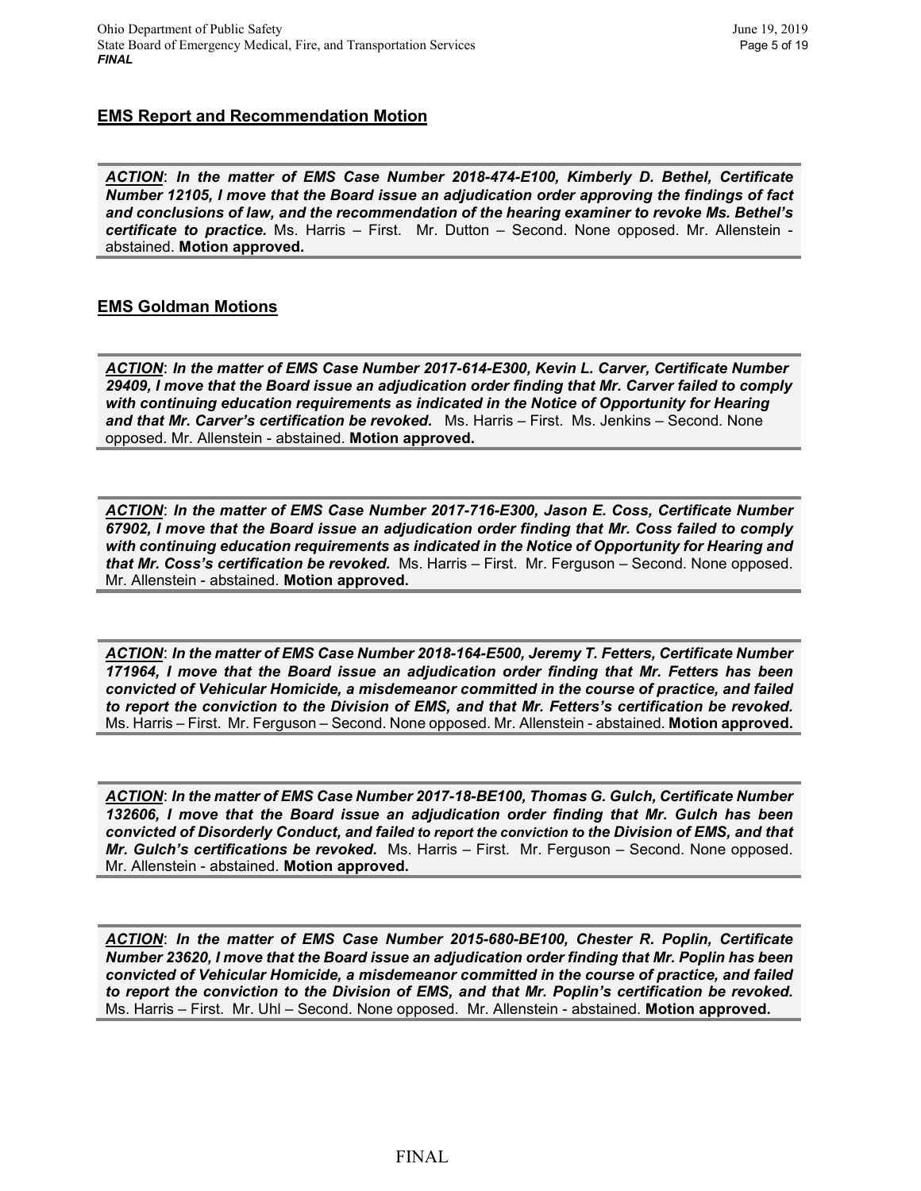## EMS Report and Recommendation Motion

***ACTION*: *In the matter of EMS Case Number 2018-474-E100, Kimberly D. Bethel, Certificate Number 12105, I move that the Board issue an adjudication order approving the findings of fact and conclusions of law, and the recommendation of the hearing examiner to revoke Ms. Bethel's certificate to practice.*** Ms. Harris – First. Mr. Dutton – Second. None opposed. Mr. Allenstein - abstained. **Motion approved.**

## EMS Goldman Motions

***ACTION*: *In the matter of EMS Case Number 2017-614-E300, Kevin L. Carver, Certificate Number 29409, I move that the Board issue an adjudication order finding that Mr. Carver failed to comply with continuing education requirements as indicated in the Notice of Opportunity for Hearing and that Mr. Carver's certification be revoked.*** Ms. Harris – First. Ms. Jenkins – Second. None opposed. Mr. Allenstein - abstained. **Motion approved.**

***ACTION*: *In the matter of EMS Case Number 2017-716-E300, Jason E. Coss, Certificate Number 67902, I move that the Board issue an adjudication order finding that Mr. Coss failed to comply with continuing education requirements as indicated in the Notice of Opportunity for Hearing and that Mr. Coss's certification be revoked.*** Ms. Harris – First. Mr. Ferguson – Second. None opposed. Mr. Allenstein - abstained. **Motion approved.**

***ACTION*: *In the matter of EMS Case Number 2018-164-E500, Jeremy T. Fetters, Certificate Number 171964, I move that the Board issue an adjudication order finding that Mr. Fetters has been convicted of Vehicular Homicide, a misdemeanor committed in the course of practice, and failed to report the conviction to the Division of EMS, and that Mr. Fetters's certification be revoked.*** Ms. Harris – First. Mr. Ferguson – Second. None opposed. Mr. Allenstein - abstained. **Motion approved.**

***ACTION*: *In the matter of EMS Case Number 2017-18-BE100, Thomas G. Gulch, Certificate Number 132606, I move that the Board issue an adjudication order finding that Mr. Gulch has been convicted of Disorderly Conduct, and failed to report the conviction to the Division of EMS, and that Mr. Gulch's certifications be revoked.*** Ms. Harris – First. Mr. Ferguson – Second. None opposed. Mr. Allenstein - abstained. **Motion approved.**

***ACTION*: *In the matter of EMS Case Number 2015-680-BE100, Chester R. Poplin, Certificate Number 23620, I move that the Board issue an adjudication order finding that Mr. Poplin has been convicted of Vehicular Homicide, a misdemeanor committed in the course of practice, and failed to report the conviction to the Division of EMS, and that Mr. Poplin's certification be revoked.*** Ms. Harris – First. Mr. Uhl – Second. None opposed. Mr. Allenstein - abstained. **Motion approved.**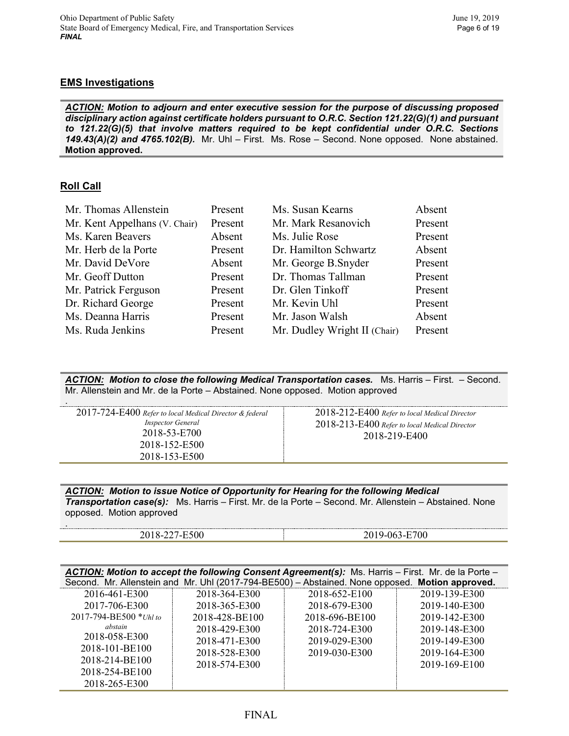## EMS Investigations

***ACTION:*** ***Motion to adjourn and enter executive session for the purpose of discussing proposed disciplinary action against certificate holders pursuant to O.R.C. Section 121.22(G)(1) and pursuant to 121.22(G)(5) that involve matters required to be kept confidential under O.R.C. Sections 149.43(A)(2) and 4765.102(B).*** Mr. Uhl – First. Ms. Rose – Second. None opposed. None abstained. **Motion approved.**

## Roll Call

| | | | |
|---|---|---|---|
| Mr. Thomas Allenstein | Present | Ms. Susan Kearns | Absent |
| Mr. Kent Appelhans (V. Chair) | Present | Mr. Mark Resanovich | Present |
| Ms. Karen Beavers | Absent | Ms. Julie Rose | Present |
| Mr. Herb de la Porte | Present | Dr. Hamilton Schwartz | Absent |
| Mr. David DeVore | Absent | Mr. George B.Snyder | Present |
| Mr. Geoff Dutton | Present | Dr. Thomas Tallman | Present |
| Mr. Patrick Ferguson | Present | Dr. Glen Tinkoff | Present |
| Dr. Richard George | Present | Mr. Kevin Uhl | Present |
| Ms. Deanna Harris | Present | Mr. Jason Walsh | Absent |
| Ms. Ruda Jenkins | Present | Mr. Dudley Wright II (Chair) | Present |

***ACTION:*** ***Motion to close the following Medical Transportation cases.*** Ms. Harris – First. – Second. Mr. Allenstein and Mr. de la Porte – Abstained. None opposed. Motion approved

.

| | |
|---|---|
| 2017-724-E400 *Refer to local Medical Director & federal Inspector General* | 2018-212-E400 *Refer to local Medical Director* |
| 2018-53-E700 | 2018-213-E400 *Refer to local Medical Director* |
| 2018-152-E500 | 2018-219-E400 |
| 2018-153-E500 | |

***ACTION:*** ***Motion to issue Notice of Opportunity for Hearing for the following Medical Transportation case(s):*** Ms. Harris – First. Mr. de la Porte – Second. Mr. Allenstein – Abstained. None opposed. Motion approved

.

| | |
|---|---|
| 2018-227-E500 | 2019-063-E700 |

***ACTION:*** ***Motion to accept the following Consent Agreement(s):*** Ms. Harris – First. Mr. de la Porte – Second. Mr. Allenstein and Mr. Uhl (2017-794-BE500) – Abstained. None opposed. **Motion approved.**

| | | | |
|---|---|---|---|
| 2016-461-E300 | 2018-364-E300 | 2018-652-E100 | 2019-139-E300 |
| 2017-706-E300 | 2018-365-E300 | 2018-679-E300 | 2019-140-E300 |
| 2017-794-BE500 **Uhl to abstain* | 2018-428-BE100 | 2018-696-BE100 | 2019-142-E300 |
| 2018-058-E300 | 2018-429-E300 | 2018-724-E300 | 2019-148-E300 |
| 2018-101-BE100 | 2018-471-E300 | 2019-029-E300 | 2019-149-E300 |
| 2018-214-BE100 | 2018-528-E300 | 2019-030-E300 | 2019-164-E300 |
| 2018-254-BE100 | 2018-574-E300 | | 2019-169-E100 |
| 2018-265-E300 | | | |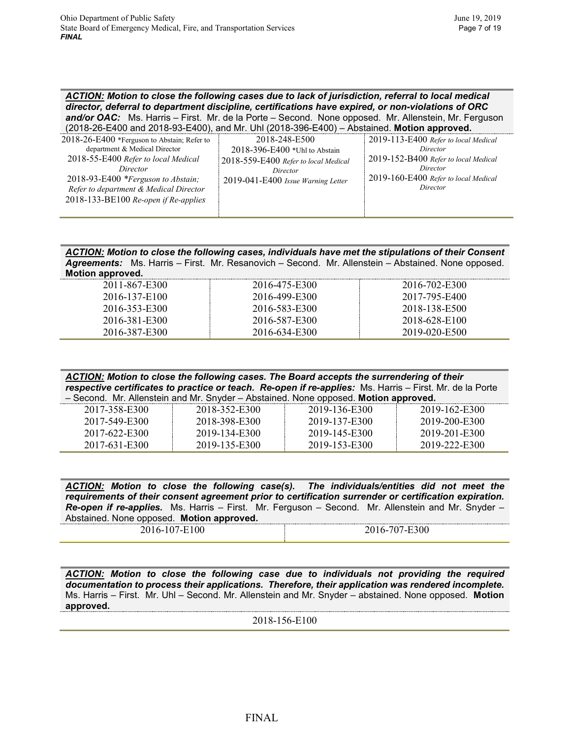***ACTION:* Motion to close the following cases due to lack of jurisdiction, referral to local medical director, deferral to department discipline, certifications have expired, or non-violations of ORC and/or OAC:** Ms. Harris – First. Mr. de la Porte – Second. None opposed. Mr. Allenstein, Mr. Ferguson (2018-26-E400 and 2018-93-E400), and Mr. Uhl (2018-396-E400) – Abstained. **Motion approved.**

| | | |
|---|---|---|
| 2018-26-E400 *Ferguson to Abstain; Refer to department & Medical Director | 2018-248-E500 | 2019-113-E400 *Refer to local Medical Director* |
| 2018-55-E400 *Refer to local Medical Director* | 2018-396-E400 *Uhl to Abstain | 2019-152-B400 *Refer to local Medical Director* |
| 2018-93-E400 **Ferguson to Abstain; Refer to department & Medical Director* | 2018-559-E400 *Refer to local Medical Director* | 2019-160-E400 *Refer to local Medical Director* |
| 2018-133-BE100 *Re-open if Re-applies* | 2019-041-E400 *Issue Warning Letter* | |

***ACTION:* Motion to close the following cases, individuals have met the stipulations of their Consent Agreements:** Ms. Harris – First. Mr. Resanovich – Second. Mr. Allenstein – Abstained. None opposed. **Motion approved.**

| | | |
|---|---|---|
| 2011-867-E300 | 2016-475-E300 | 2016-702-E300 |
| 2016-137-E100 | 2016-499-E300 | 2017-795-E400 |
| 2016-353-E300 | 2016-583-E300 | 2018-138-E500 |
| 2016-381-E300 | 2016-587-E300 | 2018-628-E100 |
| 2016-387-E300 | 2016-634-E300 | 2019-020-E500 |

***ACTION:* Motion to close the following cases. The Board accepts the surrendering of their respective certificates to practice or teach. Re-open if re-applies:** Ms. Harris – First. Mr. de la Porte – Second. Mr. Allenstein and Mr. Snyder – Abstained. None opposed. **Motion approved.**

| | | | |
|---|---|---|---|
| 2017-358-E300 | 2018-352-E300 | 2019-136-E300 | 2019-162-E300 |
| 2017-549-E300 | 2018-398-E300 | 2019-137-E300 | 2019-200-E300 |
| 2017-622-E300 | 2019-134-E300 | 2019-145-E300 | 2019-201-E300 |
| 2017-631-E300 | 2019-135-E300 | 2019-153-E300 | 2019-222-E300 |

***ACTION:* Motion to close the following case(s). The individuals/entities did not meet the requirements of their consent agreement prior to certification surrender or certification expiration. Re-open if re-applies.** Ms. Harris – First. Mr. Ferguson – Second. Mr. Allenstein and Mr. Snyder – Abstained. None opposed. **Motion approved.**

| | |
|---|---|
| 2016-107-E100 | 2016-707-E300 |

***ACTION:* Motion to close the following case due to individuals not providing the required documentation to process their applications. Therefore, their application was rendered incomplete.** Ms. Harris – First. Mr. Uhl – Second. Mr. Allenstein and Mr. Snyder – abstained. None opposed. **Motion approved.**

2018-156-E100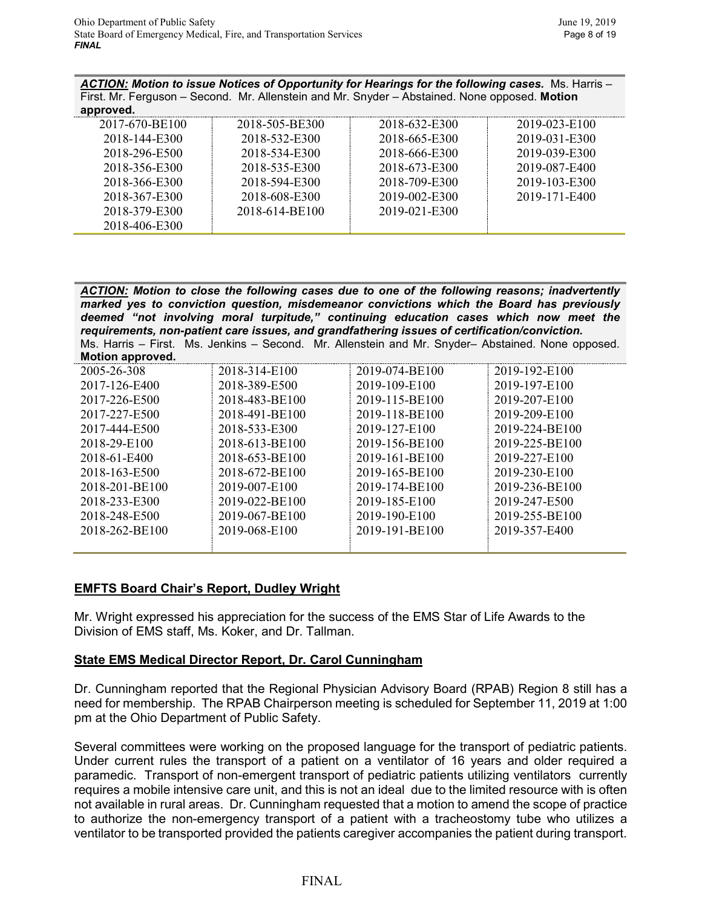***ACTION:*** ***Motion to issue Notices of Opportunity for Hearings for the following cases.*** Ms. Harris – First. Mr. Ferguson – Second. Mr. Allenstein and Mr. Snyder – Abstained. None opposed. **Motion approved.**

| | | | |
|---|---|---|---|
| 2017-670-BE100 | 2018-505-BE300 | 2018-632-E300 | 2019-023-E100 |
| 2018-144-E300 | 2018-532-E300 | 2018-665-E300 | 2019-031-E300 |
| 2018-296-E500 | 2018-534-E300 | 2018-666-E300 | 2019-039-E300 |
| 2018-356-E300 | 2018-535-E300 | 2018-673-E300 | 2019-087-E400 |
| 2018-366-E300 | 2018-594-E300 | 2018-709-E300 | 2019-103-E300 |
| 2018-367-E300 | 2018-608-E300 | 2019-002-E300 | 2019-171-E400 |
| 2018-379-E300 | 2018-614-BE100 | 2019-021-E300 | |
| 2018-406-E300 | | | |

***ACTION:*** ***Motion to close the following cases due to one of the following reasons; inadvertently marked yes to conviction question, misdemeanor convictions which the Board has previously deemed "not involving moral turpitude," continuing education cases which now meet the requirements, non-patient care issues, and grandfathering issues of certification/conviction.*** Ms. Harris – First. Ms. Jenkins – Second. Mr. Allenstein and Mr. Snyder– Abstained. None opposed. **Motion approved.**

| | | | |
|---|---|---|---|
| 2005-26-308 | 2018-314-E100 | 2019-074-BE100 | 2019-192-E100 |
| 2017-126-E400 | 2018-389-E500 | 2019-109-E100 | 2019-197-E100 |
| 2017-226-E500 | 2018-483-BE100 | 2019-115-BE100 | 2019-207-E100 |
| 2017-227-E500 | 2018-491-BE100 | 2019-118-BE100 | 2019-209-E100 |
| 2017-444-E500 | 2018-533-E300 | 2019-127-E100 | 2019-224-BE100 |
| 2018-29-E100 | 2018-613-BE100 | 2019-156-BE100 | 2019-225-BE100 |
| 2018-61-E400 | 2018-653-BE100 | 2019-161-BE100 | 2019-227-E100 |
| 2018-163-E500 | 2018-672-BE100 | 2019-165-BE100 | 2019-230-E100 |
| 2018-201-BE100 | 2019-007-E100 | 2019-174-BE100 | 2019-236-BE100 |
| 2018-233-E300 | 2019-022-BE100 | 2019-185-E100 | 2019-247-E500 |
| 2018-248-E500 | 2019-067-BE100 | 2019-190-E100 | 2019-255-BE100 |
| 2018-262-BE100 | 2019-068-E100 | 2019-191-BE100 | 2019-357-E400 |

## EMFTS Board Chair's Report, Dudley Wright

Mr. Wright expressed his appreciation for the success of the EMS Star of Life Awards to the Division of EMS staff, Ms. Koker, and Dr. Tallman.

## State EMS Medical Director Report, Dr. Carol Cunningham

Dr. Cunningham reported that the Regional Physician Advisory Board (RPAB) Region 8 still has a need for membership. The RPAB Chairperson meeting is scheduled for September 11, 2019 at 1:00 pm at the Ohio Department of Public Safety.

Several committees were working on the proposed language for the transport of pediatric patients. Under current rules the transport of a patient on a ventilator of 16 years and older required a paramedic. Transport of non-emergent transport of pediatric patients utilizing ventilators currently requires a mobile intensive care unit, and this is not an ideal due to the limited resource with is often not available in rural areas. Dr. Cunningham requested that a motion to amend the scope of practice to authorize the non-emergency transport of a patient with a tracheostomy tube who utilizes a ventilator to be transported provided the patients caregiver accompanies the patient during transport.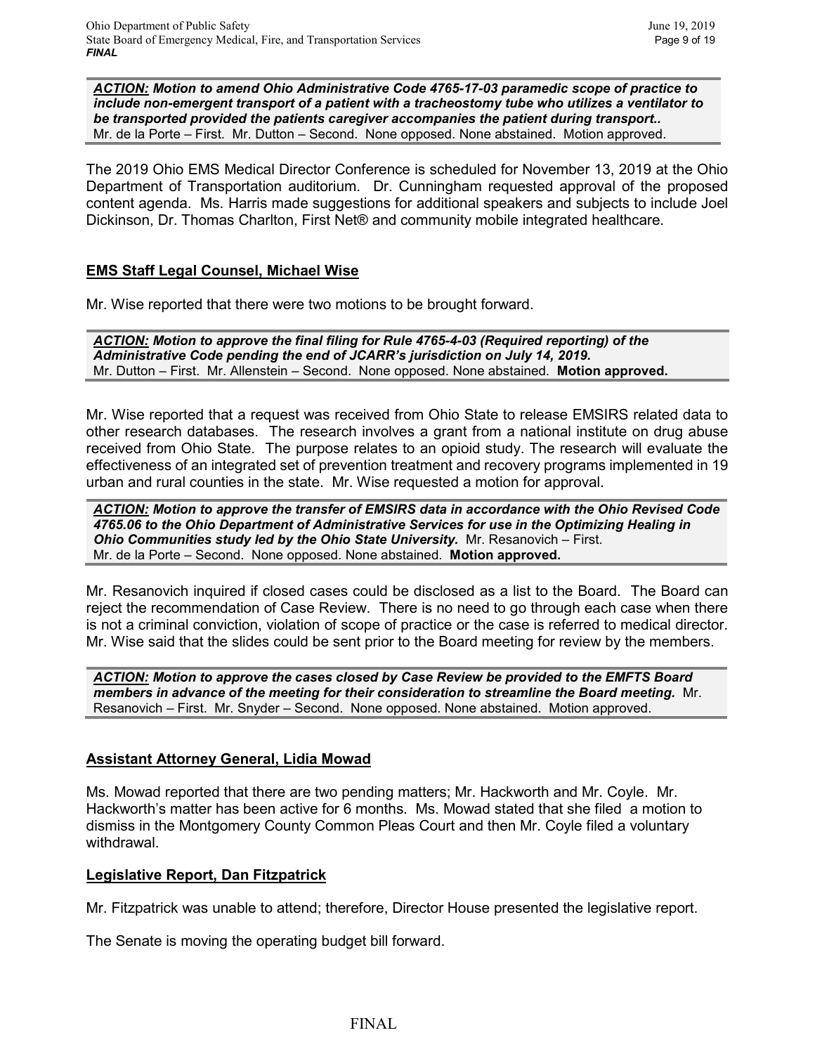***ACTION:*** ***Motion to amend Ohio Administrative Code 4765-17-03 paramedic scope of practice to include non-emergent transport of a patient with a tracheostomy tube who utilizes a ventilator to be transported provided the patients caregiver accompanies the patient during transport..*** Mr. de la Porte – First. Mr. Dutton – Second. None opposed. None abstained. Motion approved.

The 2019 Ohio EMS Medical Director Conference is scheduled for November 13, 2019 at the Ohio Department of Transportation auditorium. Dr. Cunningham requested approval of the proposed content agenda. Ms. Harris made suggestions for additional speakers and subjects to include Joel Dickinson, Dr. Thomas Charlton, First Net® and community mobile integrated healthcare.

## EMS Staff Legal Counsel, Michael Wise

Mr. Wise reported that there were two motions to be brought forward.

***ACTION:*** ***Motion to approve the final filing for Rule 4765-4-03 (Required reporting) of the Administrative Code pending the end of JCARR's jurisdiction on July 14, 2019.*** Mr. Dutton – First. Mr. Allenstein – Second. None opposed. None abstained. **Motion approved.**

Mr. Wise reported that a request was received from Ohio State to release EMSIRS related data to other research databases. The research involves a grant from a national institute on drug abuse received from Ohio State. The purpose relates to an opioid study. The research will evaluate the effectiveness of an integrated set of prevention treatment and recovery programs implemented in 19 urban and rural counties in the state. Mr. Wise requested a motion for approval.

***ACTION:*** ***Motion to approve the transfer of EMSIRS data in accordance with the Ohio Revised Code 4765.06 to the Ohio Department of Administrative Services for use in the Optimizing Healing in Ohio Communities study led by the Ohio State University.*** Mr. Resanovich – First. Mr. de la Porte – Second. None opposed. None abstained. **Motion approved.**

Mr. Resanovich inquired if closed cases could be disclosed as a list to the Board. The Board can reject the recommendation of Case Review. There is no need to go through each case when there is not a criminal conviction, violation of scope of practice or the case is referred to medical director. Mr. Wise said that the slides could be sent prior to the Board meeting for review by the members.

***ACTION:*** ***Motion to approve the cases closed by Case Review be provided to the EMFTS Board members in advance of the meeting for their consideration to streamline the Board meeting.*** Mr. Resanovich – First. Mr. Snyder – Second. None opposed. None abstained. Motion approved.

## Assistant Attorney General, Lidia Mowad

Ms. Mowad reported that there are two pending matters; Mr. Hackworth and Mr. Coyle. Mr. Hackworth's matter has been active for 6 months. Ms. Mowad stated that she filed a motion to dismiss in the Montgomery County Common Pleas Court and then Mr. Coyle filed a voluntary withdrawal.

## Legislative Report, Dan Fitzpatrick

Mr. Fitzpatrick was unable to attend; therefore, Director House presented the legislative report.

The Senate is moving the operating budget bill forward.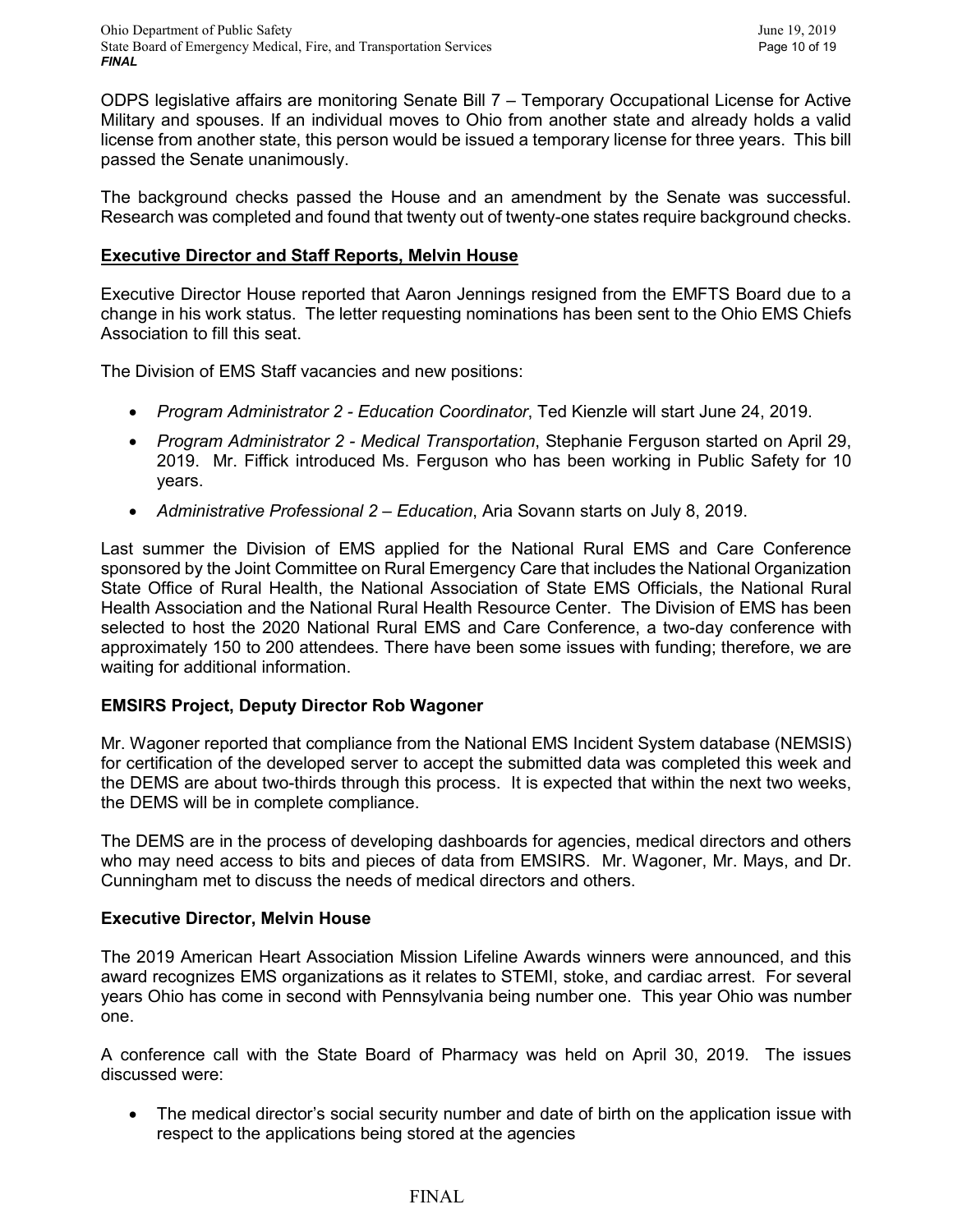ODPS legislative affairs are monitoring Senate Bill 7 – Temporary Occupational License for Active Military and spouses. If an individual moves to Ohio from another state and already holds a valid license from another state, this person would be issued a temporary license for three years. This bill passed the Senate unanimously.

The background checks passed the House and an amendment by the Senate was successful. Research was completed and found that twenty out of twenty-one states require background checks.

**Executive Director and Staff Reports, Melvin House**

Executive Director House reported that Aaron Jennings resigned from the EMFTS Board due to a change in his work status. The letter requesting nominations has been sent to the Ohio EMS Chiefs Association to fill this seat.

The Division of EMS Staff vacancies and new positions:

- *Program Administrator 2 - Education Coordinator*, Ted Kienzle will start June 24, 2019.
- *Program Administrator 2 - Medical Transportation*, Stephanie Ferguson started on April 29, 2019. Mr. Fiffick introduced Ms. Ferguson who has been working in Public Safety for 10 years.
- *Administrative Professional 2 – Education*, Aria Sovann starts on July 8, 2019.

Last summer the Division of EMS applied for the National Rural EMS and Care Conference sponsored by the Joint Committee on Rural Emergency Care that includes the National Organization State Office of Rural Health, the National Association of State EMS Officials, the National Rural Health Association and the National Rural Health Resource Center. The Division of EMS has been selected to host the 2020 National Rural EMS and Care Conference, a two-day conference with approximately 150 to 200 attendees. There have been some issues with funding; therefore, we are waiting for additional information.

**EMSIRS Project, Deputy Director Rob Wagoner**

Mr. Wagoner reported that compliance from the National EMS Incident System database (NEMSIS) for certification of the developed server to accept the submitted data was completed this week and the DEMS are about two-thirds through this process. It is expected that within the next two weeks, the DEMS will be in complete compliance.

The DEMS are in the process of developing dashboards for agencies, medical directors and others who may need access to bits and pieces of data from EMSIRS. Mr. Wagoner, Mr. Mays, and Dr. Cunningham met to discuss the needs of medical directors and others.

**Executive Director, Melvin House**

The 2019 American Heart Association Mission Lifeline Awards winners were announced, and this award recognizes EMS organizations as it relates to STEMI, stoke, and cardiac arrest. For several years Ohio has come in second with Pennsylvania being number one. This year Ohio was number one.

A conference call with the State Board of Pharmacy was held on April 30, 2019. The issues discussed were:

- The medical director's social security number and date of birth on the application issue with respect to the applications being stored at the agencies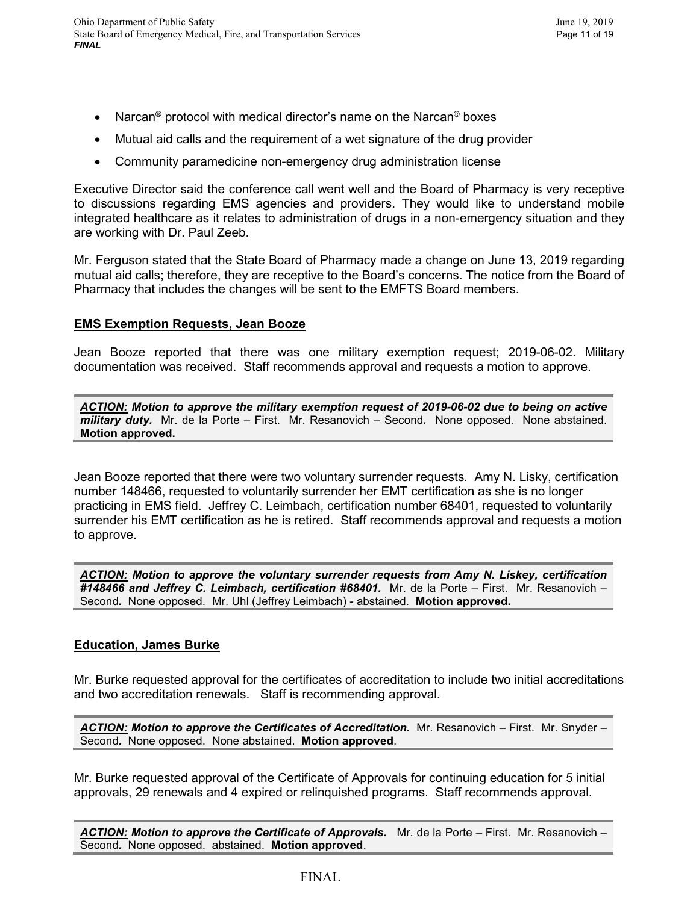- Narcan® protocol with medical director's name on the Narcan® boxes
- Mutual aid calls and the requirement of a wet signature of the drug provider
- Community paramedicine non-emergency drug administration license

Executive Director said the conference call went well and the Board of Pharmacy is very receptive to discussions regarding EMS agencies and providers. They would like to understand mobile integrated healthcare as it relates to administration of drugs in a non-emergency situation and they are working with Dr. Paul Zeeb.

Mr. Ferguson stated that the State Board of Pharmacy made a change on June 13, 2019 regarding mutual aid calls; therefore, they are receptive to the Board's concerns. The notice from the Board of Pharmacy that includes the changes will be sent to the EMFTS Board members.

**EMS Exemption Requests, Jean Booze**

Jean Booze reported that there was one military exemption request; 2019-06-02. Military documentation was received. Staff recommends approval and requests a motion to approve.

> ***ACTION:*** ***Motion to approve the military exemption request of 2019-06-02 due to being on active military duty.*** Mr. de la Porte – First. Mr. Resanovich – Second. None opposed. None abstained. **Motion approved.**

Jean Booze reported that there were two voluntary surrender requests. Amy N. Lisky, certification number 148466, requested to voluntarily surrender her EMT certification as she is no longer practicing in EMS field. Jeffrey C. Leimbach, certification number 68401, requested to voluntarily surrender his EMT certification as he is retired. Staff recommends approval and requests a motion to approve.

> ***ACTION:*** ***Motion to approve the voluntary surrender requests from Amy N. Liskey, certification #148466 and Jeffrey C. Leimbach, certification #68401.*** Mr. de la Porte – First. Mr. Resanovich – Second. None opposed. Mr. Uhl (Jeffrey Leimbach) - abstained. **Motion approved.**

**Education, James Burke**

Mr. Burke requested approval for the certificates of accreditation to include two initial accreditations and two accreditation renewals. Staff is recommending approval.

> ***ACTION:*** ***Motion to approve the Certificates of Accreditation.*** Mr. Resanovich – First. Mr. Snyder – Second. None opposed. None abstained. **Motion approved**.

Mr. Burke requested approval of the Certificate of Approvals for continuing education for 5 initial approvals, 29 renewals and 4 expired or relinquished programs. Staff recommends approval.

> ***ACTION:*** ***Motion to approve the Certificate of Approvals.*** Mr. de la Porte – First. Mr. Resanovich – Second. None opposed. abstained. **Motion approved**.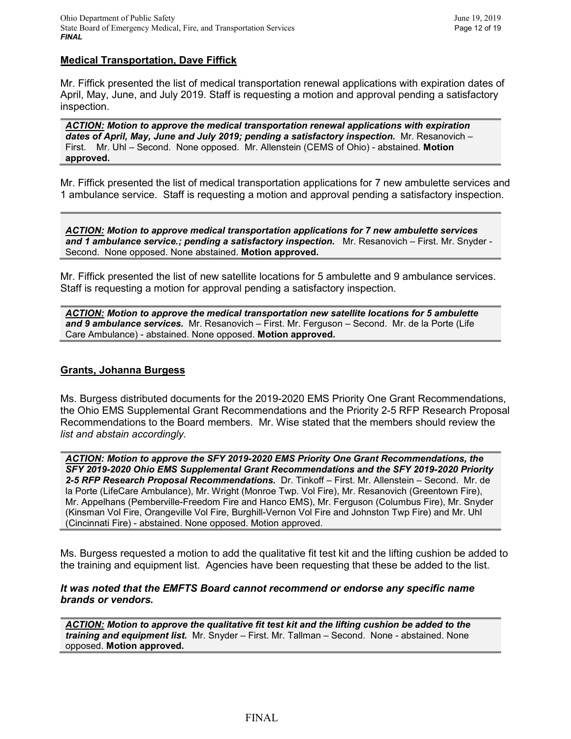**Medical Transportation, Dave Fiffick**

Mr. Fiffick presented the list of medical transportation renewal applications with expiration dates of April, May, June, and July 2019. Staff is requesting a motion and approval pending a satisfactory inspection.

***ACTION:* Motion to approve the medical transportation renewal applications with expiration dates of April, May, June and July 2019; pending a satisfactory inspection.** Mr. Resanovich – First. Mr. Uhl – Second. None opposed. Mr. Allenstein (CEMS of Ohio) - abstained. **Motion approved.**

Mr. Fiffick presented the list of medical transportation applications for 7 new ambulette services and 1 ambulance service. Staff is requesting a motion and approval pending a satisfactory inspection.

***ACTION:* Motion to approve medical transportation applications for 7 new ambulette services and 1 ambulance service.; pending a satisfactory inspection.** Mr. Resanovich – First. Mr. Snyder - Second. None opposed. None abstained. **Motion approved.**

Mr. Fiffick presented the list of new satellite locations for 5 ambulette and 9 ambulance services. Staff is requesting a motion for approval pending a satisfactory inspection.

***ACTION:* Motion to approve the medical transportation new satellite locations for 5 ambulette and 9 ambulance services.** Mr. Resanovich – First. Mr. Ferguson – Second. Mr. de la Porte (Life Care Ambulance) - abstained. None opposed. **Motion approved.**

**Grants, Johanna Burgess**

Ms. Burgess distributed documents for the 2019-2020 EMS Priority One Grant Recommendations, the Ohio EMS Supplemental Grant Recommendations and the Priority 2-5 RFP Research Proposal Recommendations to the Board members. Mr. Wise stated that the members should review the *list and abstain accordingly.*

***ACTION:* Motion to approve the SFY 2019-2020 EMS Priority One Grant Recommendations, the SFY 2019-2020 Ohio EMS Supplemental Grant Recommendations and the SFY 2019-2020 Priority 2-5 RFP Research Proposal Recommendations.** Dr. Tinkoff – First. Mr. Allenstein – Second. Mr. de la Porte (LifeCare Ambulance), Mr. Wright (Monroe Twp. Vol Fire), Mr. Resanovich (Greentown Fire), Mr. Appelhans (Pemberville-Freedom Fire and Hanco EMS), Mr. Ferguson (Columbus Fire), Mr. Snyder (Kinsman Vol Fire, Orangeville Vol Fire, Burghill-Vernon Vol Fire and Johnston Twp Fire) and Mr. Uhl (Cincinnati Fire) - abstained. None opposed. Motion approved.

Ms. Burgess requested a motion to add the qualitative fit test kit and the lifting cushion be added to the training and equipment list. Agencies have been requesting that these be added to the list.

***It was noted that the EMFTS Board cannot recommend or endorse any specific name brands or vendors.***

***ACTION:* Motion to approve the qualitative fit test kit and the lifting cushion be added to the training and equipment list.** Mr. Snyder – First. Mr. Tallman – Second. None - abstained. None opposed. **Motion approved.**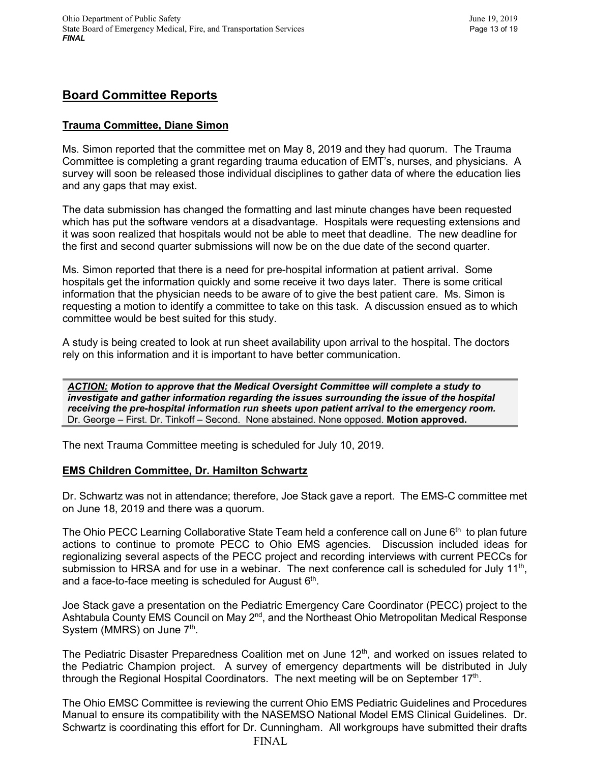## Board Committee Reports

### Trauma Committee, Diane Simon

Ms. Simon reported that the committee met on May 8, 2019 and they had quorum. The Trauma Committee is completing a grant regarding trauma education of EMT's, nurses, and physicians. A survey will soon be released those individual disciplines to gather data of where the education lies and any gaps that may exist.

The data submission has changed the formatting and last minute changes have been requested which has put the software vendors at a disadvantage. Hospitals were requesting extensions and it was soon realized that hospitals would not be able to meet that deadline. The new deadline for the first and second quarter submissions will now be on the due date of the second quarter.

Ms. Simon reported that there is a need for pre-hospital information at patient arrival. Some hospitals get the information quickly and some receive it two days later. There is some critical information that the physician needs to be aware of to give the best patient care. Ms. Simon is requesting a motion to identify a committee to take on this task. A discussion ensued as to which committee would be best suited for this study.

A study is being created to look at run sheet availability upon arrival to the hospital. The doctors rely on this information and it is important to have better communication.

> ***ACTION:*** ***Motion to approve that the Medical Oversight Committee will complete a study to investigate and gather information regarding the issues surrounding the issue of the hospital receiving the pre-hospital information run sheets upon patient arrival to the emergency room.***
> Dr. George – First. Dr. Tinkoff – Second. None abstained. None opposed. **Motion approved.**

The next Trauma Committee meeting is scheduled for July 10, 2019.

### EMS Children Committee, Dr. Hamilton Schwartz

Dr. Schwartz was not in attendance; therefore, Joe Stack gave a report. The EMS-C committee met on June 18, 2019 and there was a quorum.

The Ohio PECC Learning Collaborative State Team held a conference call on June 6th to plan future actions to continue to promote PECC to Ohio EMS agencies. Discussion included ideas for regionalizing several aspects of the PECC project and recording interviews with current PECCs for submission to HRSA and for use in a webinar. The next conference call is scheduled for July 11th, and a face-to-face meeting is scheduled for August 6th.

Joe Stack gave a presentation on the Pediatric Emergency Care Coordinator (PECC) project to the Ashtabula County EMS Council on May 2nd, and the Northeast Ohio Metropolitan Medical Response System (MMRS) on June 7th.

The Pediatric Disaster Preparedness Coalition met on June 12th, and worked on issues related to the Pediatric Champion project. A survey of emergency departments will be distributed in July through the Regional Hospital Coordinators. The next meeting will be on September 17th.

The Ohio EMSC Committee is reviewing the current Ohio EMS Pediatric Guidelines and Procedures Manual to ensure its compatibility with the NASEMSO National Model EMS Clinical Guidelines. Dr. Schwartz is coordinating this effort for Dr. Cunningham. All workgroups have submitted their drafts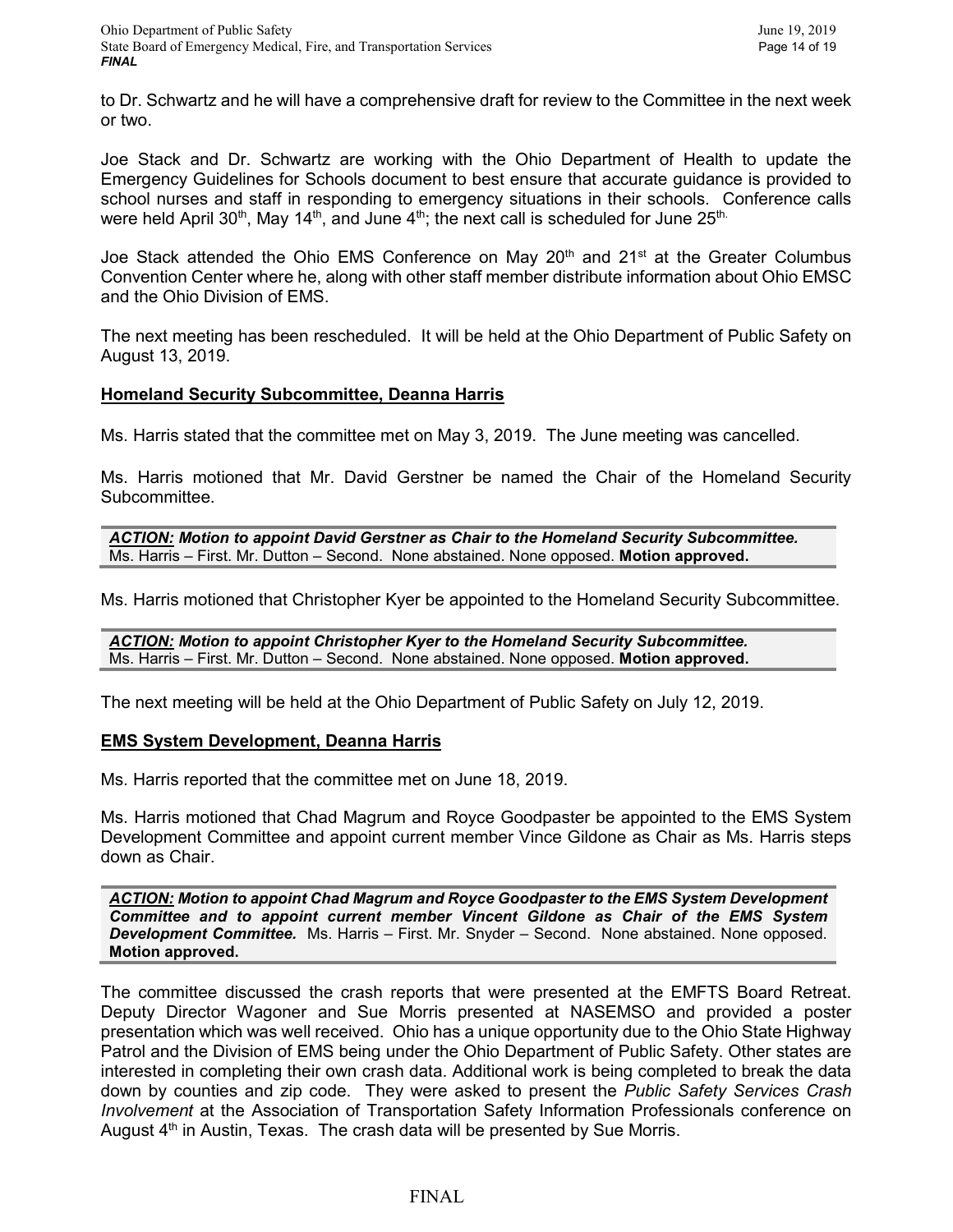to Dr. Schwartz and he will have a comprehensive draft for review to the Committee in the next week or two.

Joe Stack and Dr. Schwartz are working with the Ohio Department of Health to update the Emergency Guidelines for Schools document to best ensure that accurate guidance is provided to school nurses and staff in responding to emergency situations in their schools. Conference calls were held April 30th, May 14th, and June 4th; the next call is scheduled for June 25th.

Joe Stack attended the Ohio EMS Conference on May 20th and 21st at the Greater Columbus Convention Center where he, along with other staff member distribute information about Ohio EMSC and the Ohio Division of EMS.

The next meeting has been rescheduled. It will be held at the Ohio Department of Public Safety on August 13, 2019.

**<u>Homeland Security Subcommittee, Deanna Harris</u>**

Ms. Harris stated that the committee met on May 3, 2019. The June meeting was cancelled.

Ms. Harris motioned that Mr. David Gerstner be named the Chair of the Homeland Security Subcommittee.

> ***<u>ACTION:</u> Motion to appoint David Gerstner as Chair to the Homeland Security Subcommittee.*** Ms. Harris – First. Mr. Dutton – Second. None abstained. None opposed. **Motion approved.**

Ms. Harris motioned that Christopher Kyer be appointed to the Homeland Security Subcommittee.

> ***<u>ACTION:</u> Motion to appoint Christopher Kyer to the Homeland Security Subcommittee.*** Ms. Harris – First. Mr. Dutton – Second. None abstained. None opposed. **Motion approved.**

The next meeting will be held at the Ohio Department of Public Safety on July 12, 2019.

**<u>EMS System Development, Deanna Harris</u>**

Ms. Harris reported that the committee met on June 18, 2019.

Ms. Harris motioned that Chad Magrum and Royce Goodpaster be appointed to the EMS System Development Committee and appoint current member Vince Gildone as Chair as Ms. Harris steps down as Chair.

> ***<u>ACTION:</u> Motion to appoint Chad Magrum and Royce Goodpaster to the EMS System Development Committee and to appoint current member Vincent Gildone as Chair of the EMS System Development Committee.*** Ms. Harris – First. Mr. Snyder – Second. None abstained. None opposed. **Motion approved.**

The committee discussed the crash reports that were presented at the EMFTS Board Retreat. Deputy Director Wagoner and Sue Morris presented at NASEMSO and provided a poster presentation which was well received. Ohio has a unique opportunity due to the Ohio State Highway Patrol and the Division of EMS being under the Ohio Department of Public Safety. Other states are interested in completing their own crash data. Additional work is being completed to break the data down by counties and zip code. They were asked to present the *Public Safety Services Crash Involvement* at the Association of Transportation Safety Information Professionals conference on August 4th in Austin, Texas. The crash data will be presented by Sue Morris.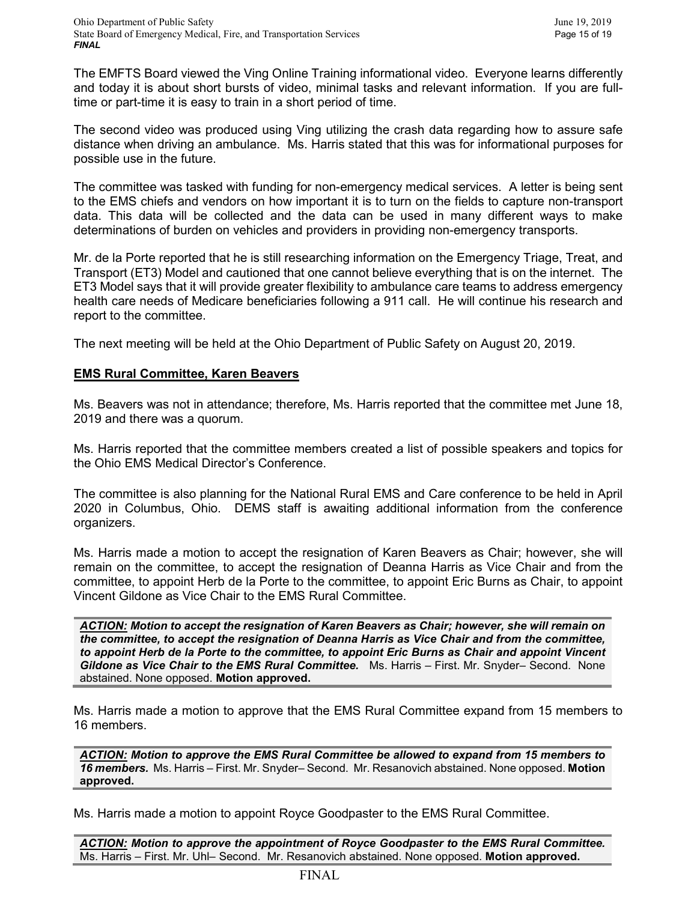The EMFTS Board viewed the Ving Online Training informational video. Everyone learns differently and today it is about short bursts of video, minimal tasks and relevant information. If you are full-time or part-time it is easy to train in a short period of time.

The second video was produced using Ving utilizing the crash data regarding how to assure safe distance when driving an ambulance. Ms. Harris stated that this was for informational purposes for possible use in the future.

The committee was tasked with funding for non-emergency medical services. A letter is being sent to the EMS chiefs and vendors on how important it is to turn on the fields to capture non-transport data. This data will be collected and the data can be used in many different ways to make determinations of burden on vehicles and providers in providing non-emergency transports.

Mr. de la Porte reported that he is still researching information on the Emergency Triage, Treat, and Transport (ET3) Model and cautioned that one cannot believe everything that is on the internet. The ET3 Model says that it will provide greater flexibility to ambulance care teams to address emergency health care needs of Medicare beneficiaries following a 911 call. He will continue his research and report to the committee.

The next meeting will be held at the Ohio Department of Public Safety on August 20, 2019.

**EMS Rural Committee, Karen Beavers**

Ms. Beavers was not in attendance; therefore, Ms. Harris reported that the committee met June 18, 2019 and there was a quorum.

Ms. Harris reported that the committee members created a list of possible speakers and topics for the Ohio EMS Medical Director's Conference.

The committee is also planning for the National Rural EMS and Care conference to be held in April 2020 in Columbus, Ohio. DEMS staff is awaiting additional information from the conference organizers.

Ms. Harris made a motion to accept the resignation of Karen Beavers as Chair; however, she will remain on the committee, to accept the resignation of Deanna Harris as Vice Chair and from the committee, to appoint Herb de la Porte to the committee, to appoint Eric Burns as Chair, to appoint Vincent Gildone as Vice Chair to the EMS Rural Committee.

***ACTION:* *Motion to accept the resignation of Karen Beavers as Chair; however, she will remain on the committee, to accept the resignation of Deanna Harris as Vice Chair and from the committee, to appoint Herb de la Porte to the committee, to appoint Eric Burns as Chair and appoint Vincent Gildone as Vice Chair to the EMS Rural Committee.*** Ms. Harris – First. Mr. Snyder– Second. None abstained. None opposed. **Motion approved.**

Ms. Harris made a motion to approve that the EMS Rural Committee expand from 15 members to 16 members.

***ACTION:* *Motion to approve the EMS Rural Committee be allowed to expand from 15 members to 16 members.*** Ms. Harris – First. Mr. Snyder– Second. Mr. Resanovich abstained. None opposed. **Motion approved.**

Ms. Harris made a motion to appoint Royce Goodpaster to the EMS Rural Committee.

***ACTION:* *Motion to approve the appointment of Royce Goodpaster to the EMS Rural Committee.*** Ms. Harris – First. Mr. Uhl– Second. Mr. Resanovich abstained. None opposed. **Motion approved.**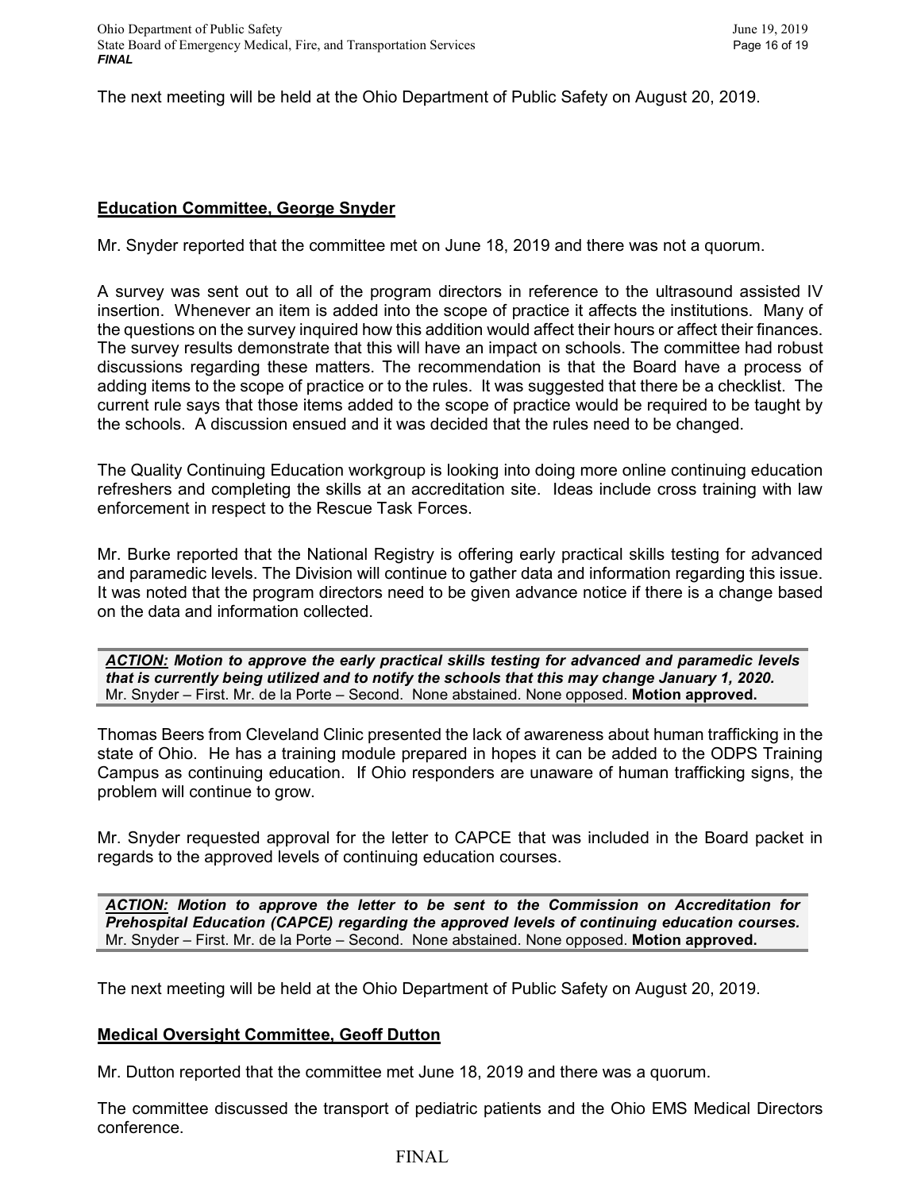The next meeting will be held at the Ohio Department of Public Safety on August 20, 2019.

**Education Committee, George Snyder**

Mr. Snyder reported that the committee met on June 18, 2019 and there was not a quorum.

A survey was sent out to all of the program directors in reference to the ultrasound assisted IV insertion. Whenever an item is added into the scope of practice it affects the institutions. Many of the questions on the survey inquired how this addition would affect their hours or affect their finances. The survey results demonstrate that this will have an impact on schools. The committee had robust discussions regarding these matters. The recommendation is that the Board have a process of adding items to the scope of practice or to the rules. It was suggested that there be a checklist. The current rule says that those items added to the scope of practice would be required to be taught by the schools. A discussion ensued and it was decided that the rules need to be changed.

The Quality Continuing Education workgroup is looking into doing more online continuing education refreshers and completing the skills at an accreditation site. Ideas include cross training with law enforcement in respect to the Rescue Task Forces.

Mr. Burke reported that the National Registry is offering early practical skills testing for advanced and paramedic levels. The Division will continue to gather data and information regarding this issue. It was noted that the program directors need to be given advance notice if there is a change based on the data and information collected.

> ***ACTION:* Motion to approve the early practical skills testing for advanced and paramedic levels that is currently being utilized and to notify the schools that this may change January 1, 2020.**
> Mr. Snyder – First. Mr. de la Porte – Second. None abstained. None opposed. **Motion approved.**

Thomas Beers from Cleveland Clinic presented the lack of awareness about human trafficking in the state of Ohio. He has a training module prepared in hopes it can be added to the ODPS Training Campus as continuing education. If Ohio responders are unaware of human trafficking signs, the problem will continue to grow.

Mr. Snyder requested approval for the letter to CAPCE that was included in the Board packet in regards to the approved levels of continuing education courses.

> ***ACTION:* Motion to approve the letter to be sent to the Commission on Accreditation for Prehospital Education (CAPCE) regarding the approved levels of continuing education courses.**
> Mr. Snyder – First. Mr. de la Porte – Second. None abstained. None opposed. **Motion approved.**

The next meeting will be held at the Ohio Department of Public Safety on August 20, 2019.

**Medical Oversight Committee, Geoff Dutton**

Mr. Dutton reported that the committee met June 18, 2019 and there was a quorum.

The committee discussed the transport of pediatric patients and the Ohio EMS Medical Directors conference.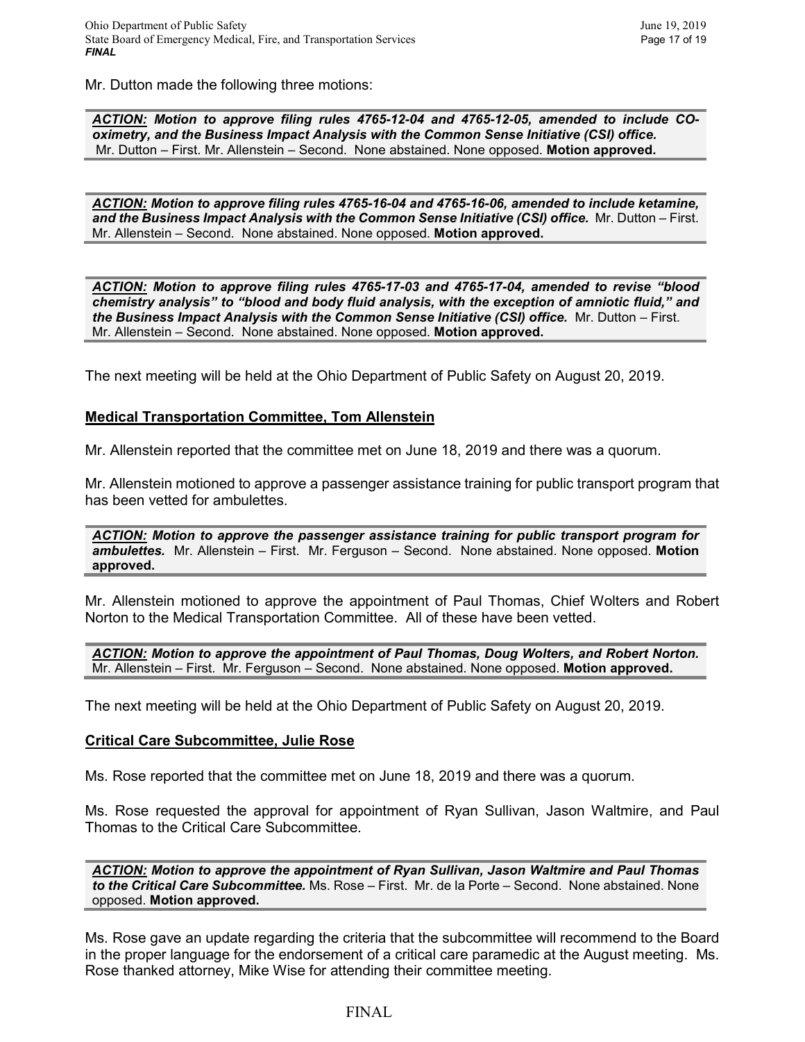Mr. Dutton made the following three motions:

***ACTION:*** ***Motion to approve filing rules 4765-12-04 and 4765-12-05, amended to include CO-oximetry, and the Business Impact Analysis with the Common Sense Initiative (CSI) office.*** Mr. Dutton – First. Mr. Allenstein – Second. None abstained. None opposed. **Motion approved.**

***ACTION:*** ***Motion to approve filing rules 4765-16-04 and 4765-16-06, amended to include ketamine, and the Business Impact Analysis with the Common Sense Initiative (CSI) office.*** Mr. Dutton – First. Mr. Allenstein – Second. None abstained. None opposed. **Motion approved.**

***ACTION:*** ***Motion to approve filing rules 4765-17-03 and 4765-17-04, amended to revise "blood chemistry analysis" to "blood and body fluid analysis, with the exception of amniotic fluid," and the Business Impact Analysis with the Common Sense Initiative (CSI) office.*** Mr. Dutton – First. Mr. Allenstein – Second. None abstained. None opposed. **Motion approved.**

The next meeting will be held at the Ohio Department of Public Safety on August 20, 2019.

**Medical Transportation Committee, Tom Allenstein**

Mr. Allenstein reported that the committee met on June 18, 2019 and there was a quorum.

Mr. Allenstein motioned to approve a passenger assistance training for public transport program that has been vetted for ambulettes.

***ACTION:*** ***Motion to approve the passenger assistance training for public transport program for ambulettes.*** Mr. Allenstein – First. Mr. Ferguson – Second. None abstained. None opposed. **Motion approved.**

Mr. Allenstein motioned to approve the appointment of Paul Thomas, Chief Wolters and Robert Norton to the Medical Transportation Committee. All of these have been vetted.

***ACTION:*** ***Motion to approve the appointment of Paul Thomas, Doug Wolters, and Robert Norton.*** Mr. Allenstein – First. Mr. Ferguson – Second. None abstained. None opposed. **Motion approved.**

The next meeting will be held at the Ohio Department of Public Safety on August 20, 2019.

**Critical Care Subcommittee, Julie Rose**

Ms. Rose reported that the committee met on June 18, 2019 and there was a quorum.

Ms. Rose requested the approval for appointment of Ryan Sullivan, Jason Waltmire, and Paul Thomas to the Critical Care Subcommittee.

***ACTION:*** ***Motion to approve the appointment of Ryan Sullivan, Jason Waltmire and Paul Thomas to the Critical Care Subcommittee.*** Ms. Rose – First. Mr. de la Porte – Second. None abstained. None opposed. **Motion approved.**

Ms. Rose gave an update regarding the criteria that the subcommittee will recommend to the Board in the proper language for the endorsement of a critical care paramedic at the August meeting. Ms. Rose thanked attorney, Mike Wise for attending their committee meeting.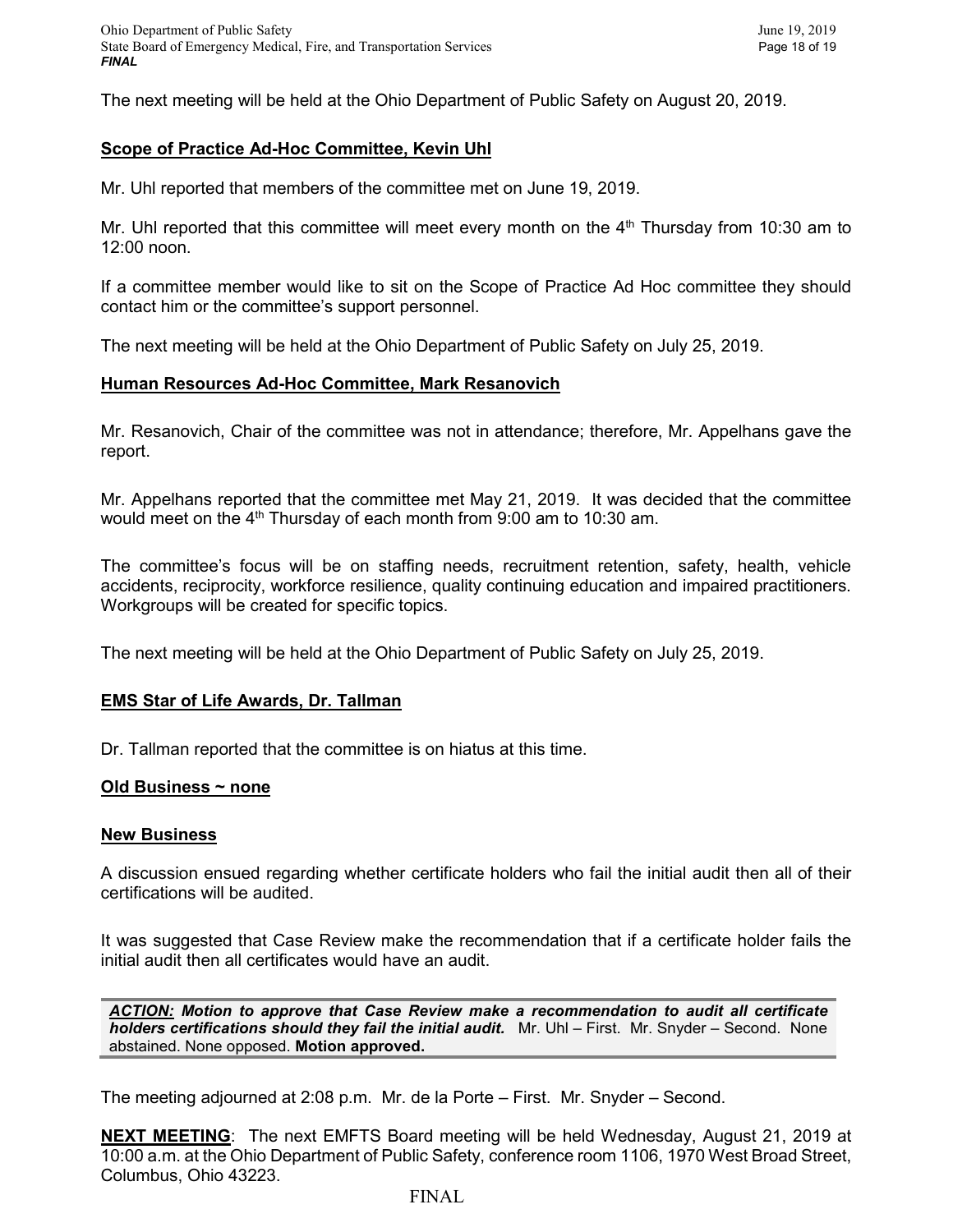The next meeting will be held at the Ohio Department of Public Safety on August 20, 2019.

**Scope of Practice Ad-Hoc Committee, Kevin Uhl**

Mr. Uhl reported that members of the committee met on June 19, 2019.

Mr. Uhl reported that this committee will meet every month on the 4th Thursday from 10:30 am to 12:00 noon.

If a committee member would like to sit on the Scope of Practice Ad Hoc committee they should contact him or the committee's support personnel.

The next meeting will be held at the Ohio Department of Public Safety on July 25, 2019.

**Human Resources Ad-Hoc Committee, Mark Resanovich**

Mr. Resanovich, Chair of the committee was not in attendance; therefore, Mr. Appelhans gave the report.

Mr. Appelhans reported that the committee met May 21, 2019. It was decided that the committee would meet on the 4th Thursday of each month from 9:00 am to 10:30 am.

The committee's focus will be on staffing needs, recruitment retention, safety, health, vehicle accidents, reciprocity, workforce resilience, quality continuing education and impaired practitioners. Workgroups will be created for specific topics.

The next meeting will be held at the Ohio Department of Public Safety on July 25, 2019.

**EMS Star of Life Awards, Dr. Tallman**

Dr. Tallman reported that the committee is on hiatus at this time.

**Old Business ~ none**

**New Business**

A discussion ensued regarding whether certificate holders who fail the initial audit then all of their certifications will be audited.

It was suggested that Case Review make the recommendation that if a certificate holder fails the initial audit then all certificates would have an audit.

***ACTION:* *Motion to approve that Case Review make a recommendation to audit all certificate holders certifications should they fail the initial audit.*** Mr. Uhl – First. Mr. Snyder – Second. None abstained. None opposed. **Motion approved.**

The meeting adjourned at 2:08 p.m. Mr. de la Porte – First. Mr. Snyder – Second.

**NEXT MEETING**: The next EMFTS Board meeting will be held Wednesday, August 21, 2019 at 10:00 a.m. at the Ohio Department of Public Safety, conference room 1106, 1970 West Broad Street, Columbus, Ohio 43223.